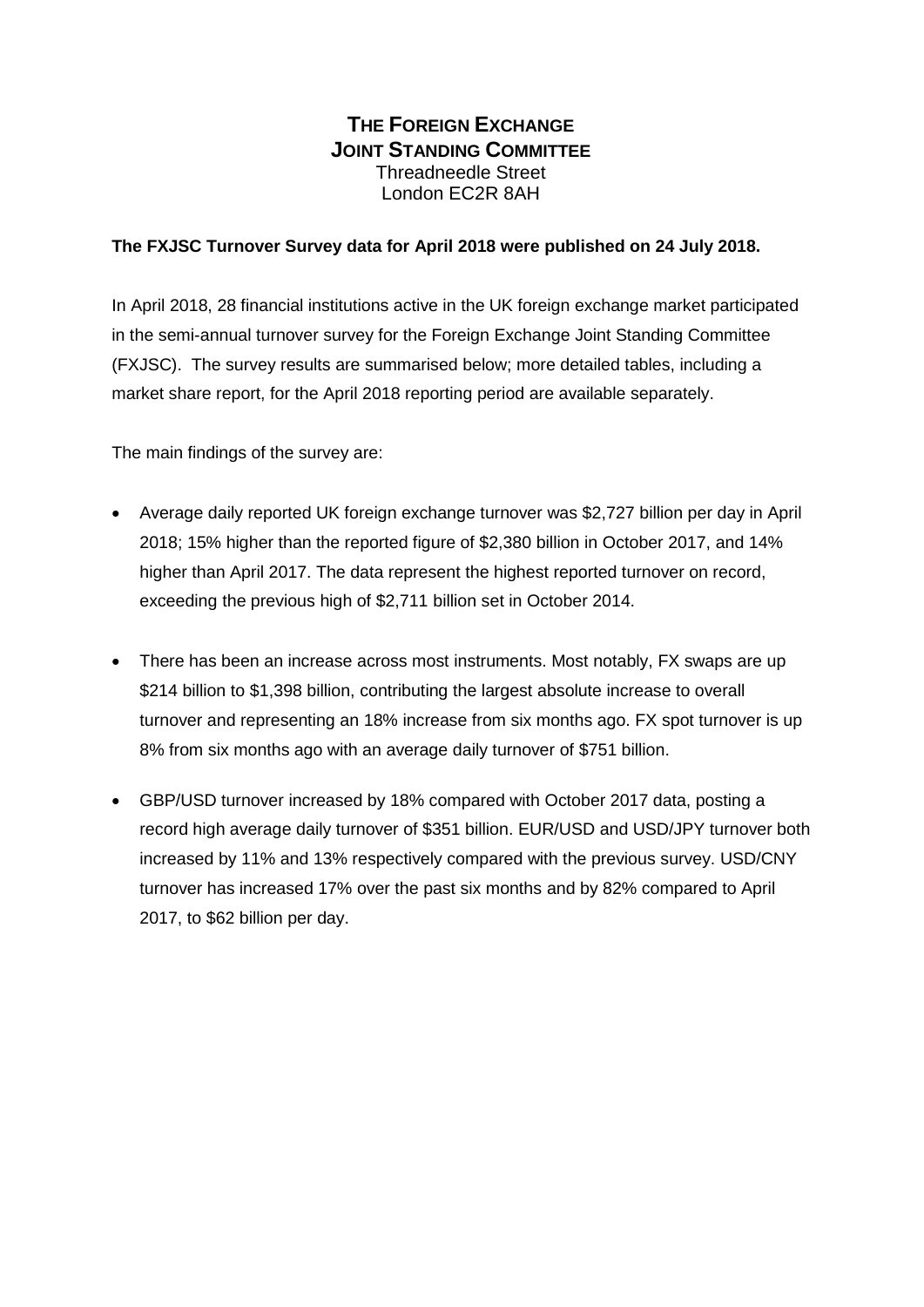# The Foreign Exchange Joint Standing Committee

Threadneedle Street
London EC2R 8AH

**The FXJSC Turnover Survey data for April 2018 were published on 24 July 2018.**

In April 2018, 28 financial institutions active in the UK foreign exchange market participated in the semi-annual turnover survey for the Foreign Exchange Joint Standing Committee (FXJSC). The survey results are summarised below; more detailed tables, including a market share report, for the April 2018 reporting period are available separately.

The main findings of the survey are:

- Average daily reported UK foreign exchange turnover was $2,727 billion per day in April 2018; 15% higher than the reported figure of $2,380 billion in October 2017, and 14% higher than April 2017. The data represent the highest reported turnover on record, exceeding the previous high of $2,711 billion set in October 2014.
- There has been an increase across most instruments. Most notably, FX swaps are up $214 billion to $1,398 billion, contributing the largest absolute increase to overall turnover and representing an 18% increase from six months ago. FX spot turnover is up 8% from six months ago with an average daily turnover of $751 billion.
- GBP/USD turnover increased by 18% compared with October 2017 data, posting a record high average daily turnover of $351 billion. EUR/USD and USD/JPY turnover both increased by 11% and 13% respectively compared with the previous survey. USD/CNY turnover has increased 17% over the past six months and by 82% compared to April 2017, to $62 billion per day.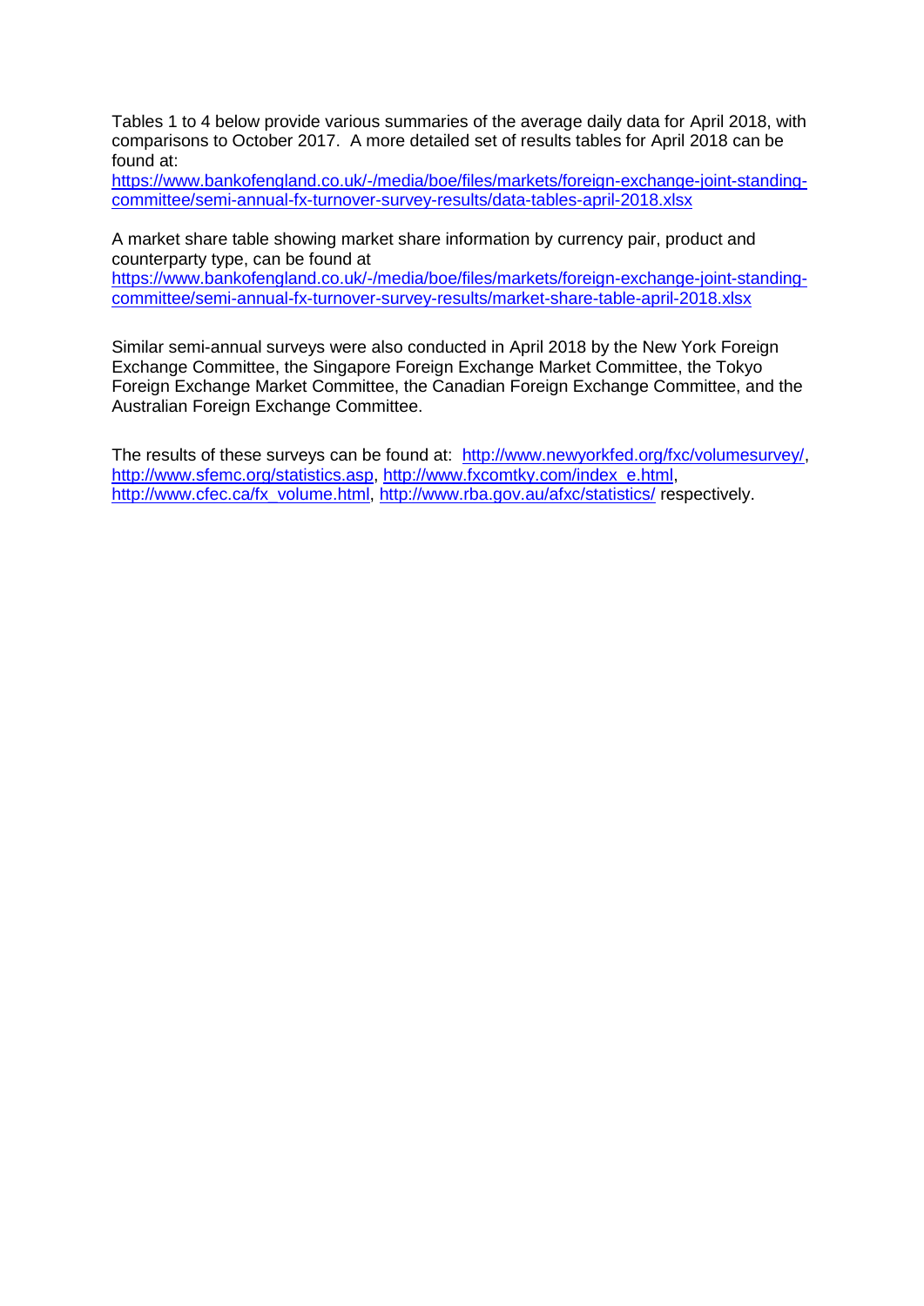Tables 1 to 4 below provide various summaries of the average daily data for April 2018, with comparisons to October 2017. A more detailed set of results tables for April 2018 can be found at:

https://www.bankofengland.co.uk/-/media/boe/files/markets/foreign-exchange-joint-standing-committee/semi-annual-fx-turnover-survey-results/data-tables-april-2018.xlsx

A market share table showing market share information by currency pair, product and counterparty type, can be found at

https://www.bankofengland.co.uk/-/media/boe/files/markets/foreign-exchange-joint-standing-committee/semi-annual-fx-turnover-survey-results/market-share-table-april-2018.xlsx

Similar semi-annual surveys were also conducted in April 2018 by the New York Foreign Exchange Committee, the Singapore Foreign Exchange Market Committee, the Tokyo Foreign Exchange Market Committee, the Canadian Foreign Exchange Committee, and the Australian Foreign Exchange Committee.

The results of these surveys can be found at: http://www.newyorkfed.org/fxc/volumesurvey/, http://www.sfemc.org/statistics.asp, http://www.fxcomtky.com/index_e.html, http://www.cfec.ca/fx_volume.html, http://www.rba.gov.au/afxc/statistics/ respectively.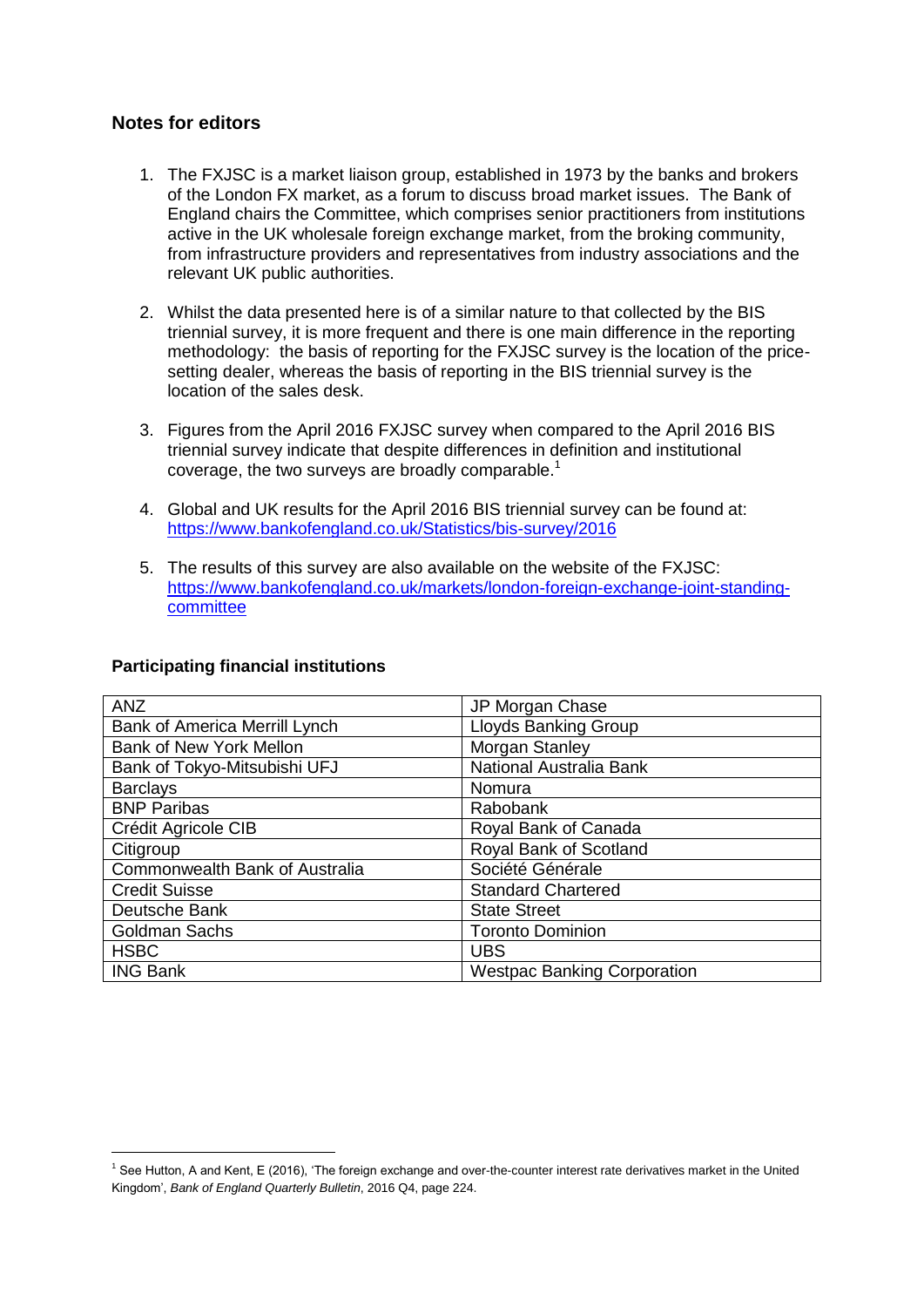## Notes for editors

1. The FXJSC is a market liaison group, established in 1973 by the banks and brokers of the London FX market, as a forum to discuss broad market issues. The Bank of England chairs the Committee, which comprises senior practitioners from institutions active in the UK wholesale foreign exchange market, from the broking community, from infrastructure providers and representatives from industry associations and the relevant UK public authorities.

2. Whilst the data presented here is of a similar nature to that collected by the BIS triennial survey, it is more frequent and there is one main difference in the reporting methodology: the basis of reporting for the FXJSC survey is the location of the price-setting dealer, whereas the basis of reporting in the BIS triennial survey is the location of the sales desk.

3. Figures from the April 2016 FXJSC survey when compared to the April 2016 BIS triennial survey indicate that despite differences in definition and institutional coverage, the two surveys are broadly comparable.[1]

4. Global and UK results for the April 2016 BIS triennial survey can be found at: [https://www.bankofengland.co.uk/Statistics/bis-survey/2016](https://www.bankofengland.co.uk/Statistics/bis-survey/2016)

5. The results of this survey are also available on the website of the FXJSC: [https://www.bankofengland.co.uk/markets/london-foreign-exchange-joint-standing-committee](https://www.bankofengland.co.uk/markets/london-foreign-exchange-joint-standing-committee)

### Participating financial institutions

| | |
|---|---|
| ANZ | JP Morgan Chase |
| Bank of America Merrill Lynch | Lloyds Banking Group |
| Bank of New York Mellon | Morgan Stanley |
| Bank of Tokyo-Mitsubishi UFJ | National Australia Bank |
| Barclays | Nomura |
| BNP Paribas | Rabobank |
| Crédit Agricole CIB | Royal Bank of Canada |
| Citigroup | Royal Bank of Scotland |
| Commonwealth Bank of Australia | Société Générale |
| Credit Suisse | Standard Chartered |
| Deutsche Bank | State Street |
| Goldman Sachs | Toronto Dominion |
| HSBC | UBS |
| ING Bank | Westpac Banking Corporation |

[1] See Hutton, A and Kent, E (2016), 'The foreign exchange and over-the-counter interest rate derivatives market in the United Kingdom', *Bank of England Quarterly Bulletin*, 2016 Q4, page 224.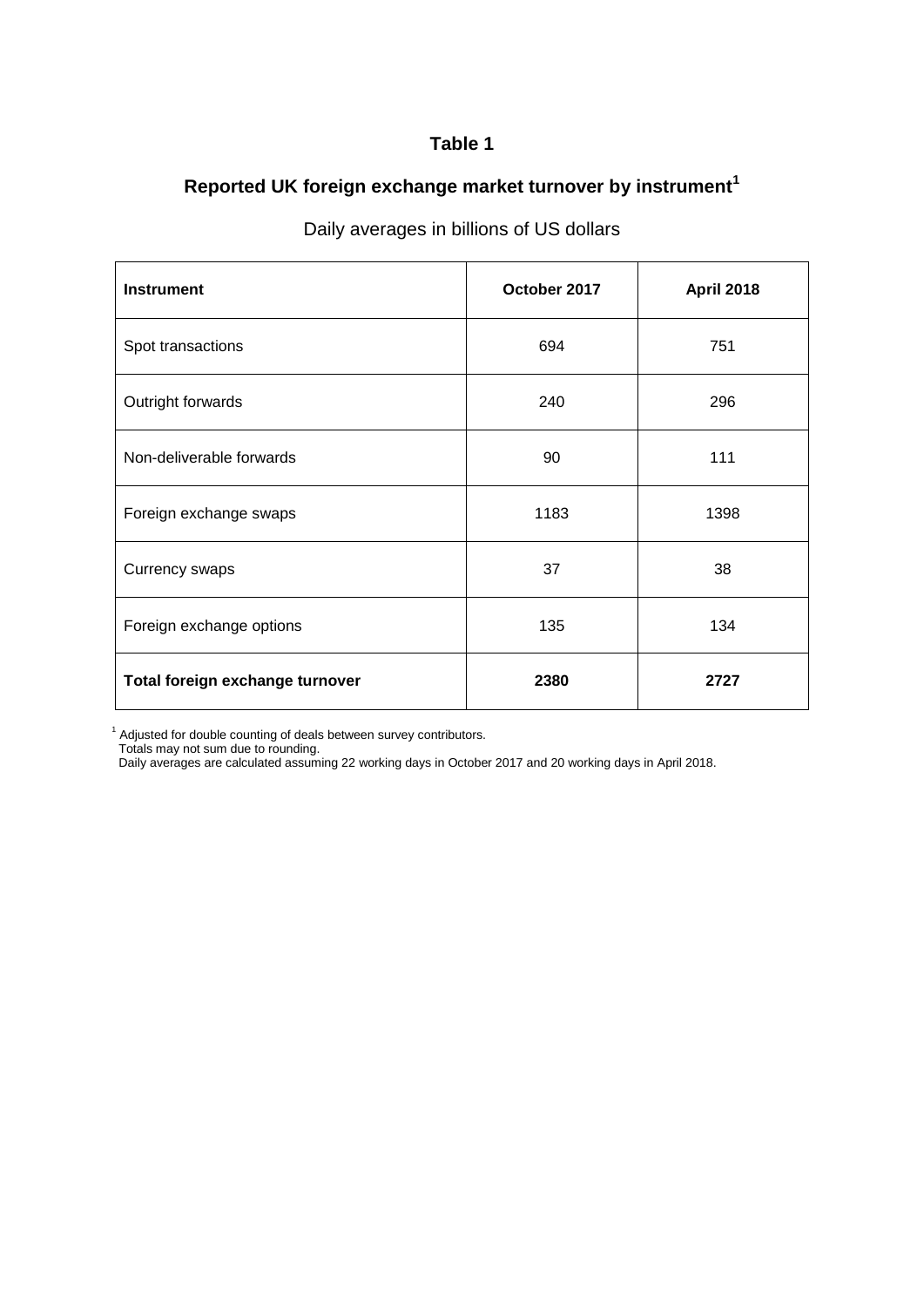# Table 1

## Reported UK foreign exchange market turnover by instrument[1]

Daily averages in billions of US dollars

| Instrument | October 2017 | April 2018 |
|---|---|---|
| Spot transactions | 694 | 751 |
| Outright forwards | 240 | 296 |
| Non-deliverable forwards | 90 | 111 |
| Foreign exchange swaps | 1183 | 1398 |
| Currency swaps | 37 | 38 |
| Foreign exchange options | 135 | 134 |
| **Total foreign exchange turnover** | **2380** | **2727** |

[1] Adjusted for double counting of deals between survey contributors.
Totals may not sum due to rounding.
Daily averages are calculated assuming 22 working days in October 2017 and 20 working days in April 2018.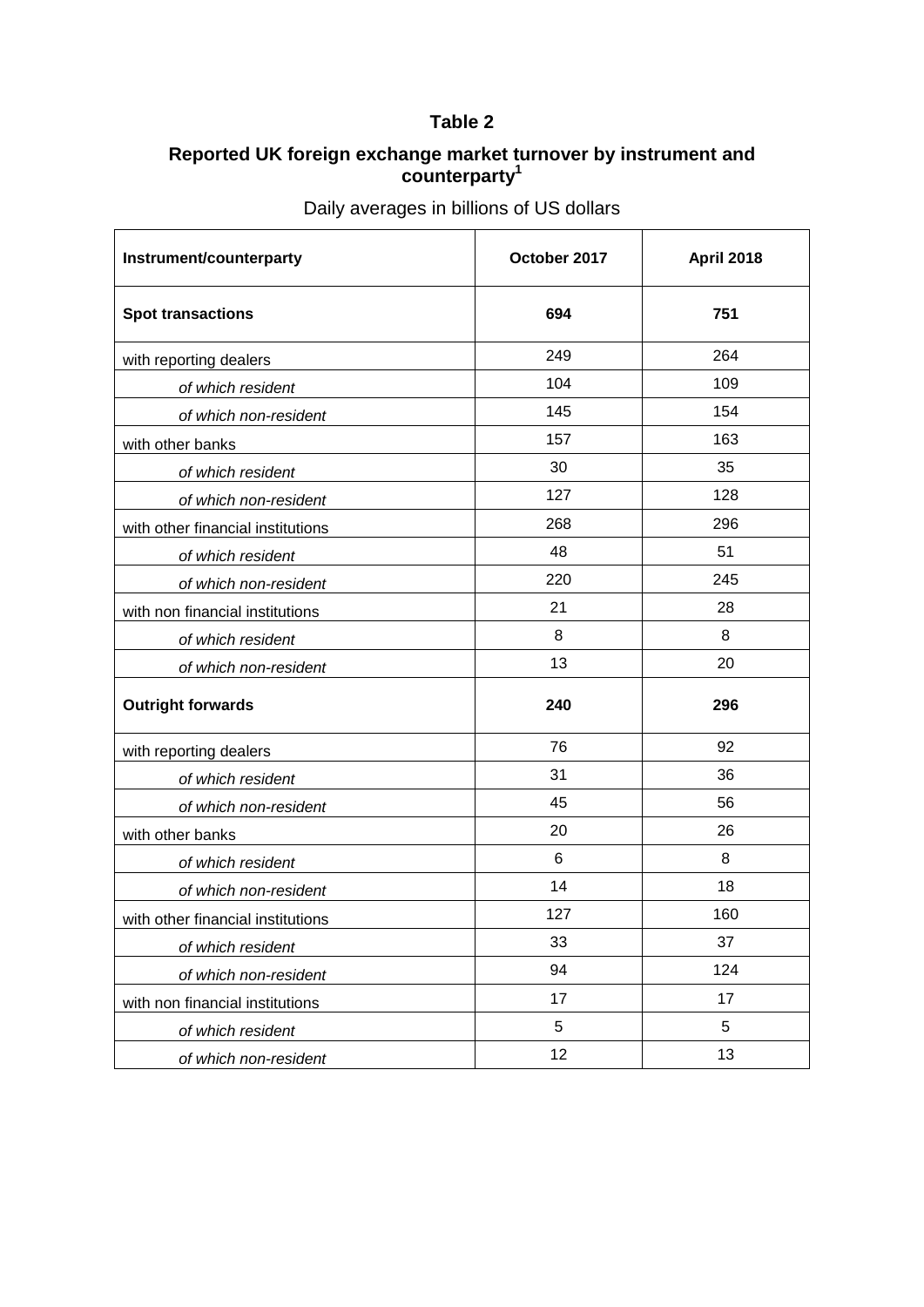**Table 2**

**Reported UK foreign exchange market turnover by instrument and counterparty[1]**

Daily averages in billions of US dollars

| Instrument/counterparty | October 2017 | April 2018 |
|---|---|---|
| **Spot transactions** | **694** | **751** |
| with reporting dealers | 249 | 264 |
| *of which resident* | 104 | 109 |
| *of which non-resident* | 145 | 154 |
| with other banks | 157 | 163 |
| *of which resident* | 30 | 35 |
| *of which non-resident* | 127 | 128 |
| with other financial institutions | 268 | 296 |
| *of which resident* | 48 | 51 |
| *of which non-resident* | 220 | 245 |
| with non financial institutions | 21 | 28 |
| *of which resident* | 8 | 8 |
| *of which non-resident* | 13 | 20 |
| **Outright forwards** | **240** | **296** |
| with reporting dealers | 76 | 92 |
| *of which resident* | 31 | 36 |
| *of which non-resident* | 45 | 56 |
| with other banks | 20 | 26 |
| *of which resident* | 6 | 8 |
| *of which non-resident* | 14 | 18 |
| with other financial institutions | 127 | 160 |
| *of which resident* | 33 | 37 |
| *of which non-resident* | 94 | 124 |
| with non financial institutions | 17 | 17 |
| *of which resident* | 5 | 5 |
| *of which non-resident* | 12 | 13 |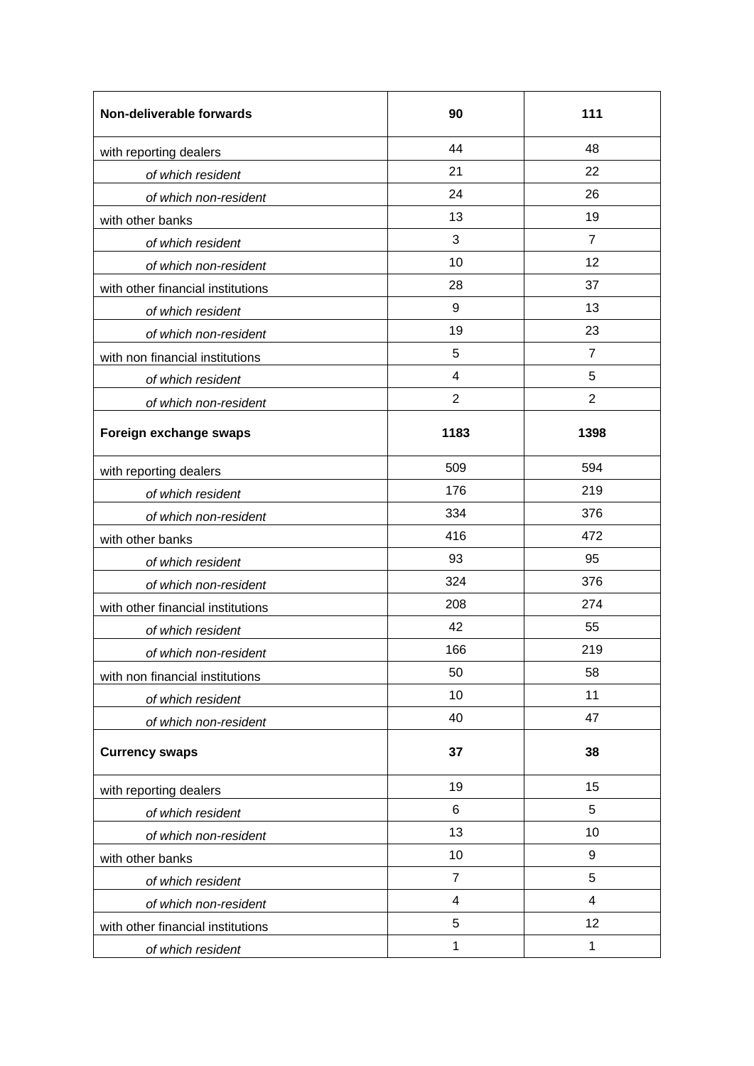| **Non-deliverable forwards** | **90** | **111** |
|---|---|---|
| with reporting dealers | 44 | 48 |
| *of which resident* | 21 | 22 |
| *of which non-resident* | 24 | 26 |
| with other banks | 13 | 19 |
| *of which resident* | 3 | 7 |
| *of which non-resident* | 10 | 12 |
| with other financial institutions | 28 | 37 |
| *of which resident* | 9 | 13 |
| *of which non-resident* | 19 | 23 |
| with non financial institutions | 5 | 7 |
| *of which resident* | 4 | 5 |
| *of which non-resident* | 2 | 2 |
| **Foreign exchange swaps** | **1183** | **1398** |
| with reporting dealers | 509 | 594 |
| *of which resident* | 176 | 219 |
| *of which non-resident* | 334 | 376 |
| with other banks | 416 | 472 |
| *of which resident* | 93 | 95 |
| *of which non-resident* | 324 | 376 |
| with other financial institutions | 208 | 274 |
| *of which resident* | 42 | 55 |
| *of which non-resident* | 166 | 219 |
| with non financial institutions | 50 | 58 |
| *of which resident* | 10 | 11 |
| *of which non-resident* | 40 | 47 |
| **Currency swaps** | **37** | **38** |
| with reporting dealers | 19 | 15 |
| *of which resident* | 6 | 5 |
| *of which non-resident* | 13 | 10 |
| with other banks | 10 | 9 |
| *of which resident* | 7 | 5 |
| *of which non-resident* | 4 | 4 |
| with other financial institutions | 5 | 12 |
| *of which resident* | 1 | 1 |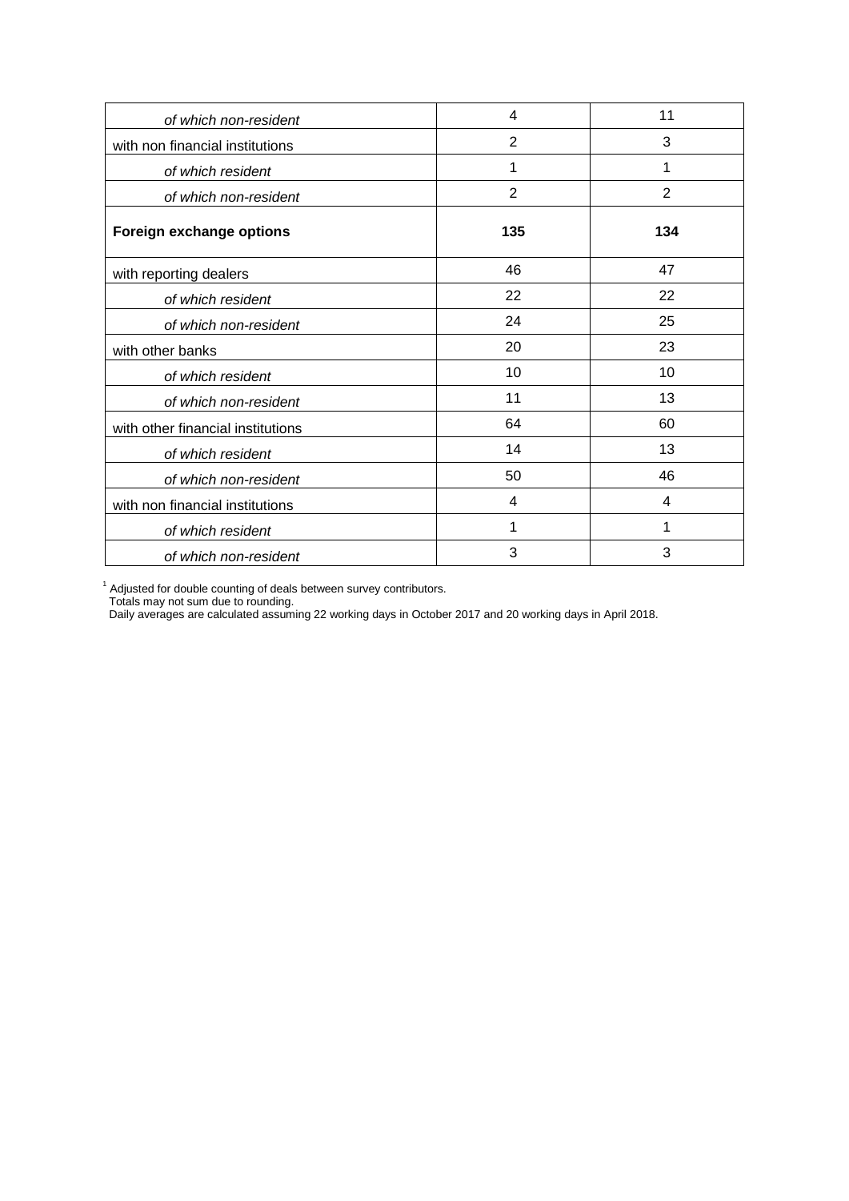| | | |
|---|---|---|
| *of which non-resident* | 4 | 11 |
| with non financial institutions | 2 | 3 |
| *of which resident* | 1 | 1 |
| *of which non-resident* | 2 | 2 |
| **Foreign exchange options** | **135** | **134** |
| with reporting dealers | 46 | 47 |
| *of which resident* | 22 | 22 |
| *of which non-resident* | 24 | 25 |
| with other banks | 20 | 23 |
| *of which resident* | 10 | 10 |
| *of which non-resident* | 11 | 13 |
| with other financial institutions | 64 | 60 |
| *of which resident* | 14 | 13 |
| *of which non-resident* | 50 | 46 |
| with non financial institutions | 4 | 4 |
| *of which resident* | 1 | 1 |
| *of which non-resident* | 3 | 3 |

[1] Adjusted for double counting of deals between survey contributors.
Totals may not sum due to rounding.
Daily averages are calculated assuming 22 working days in October 2017 and 20 working days in April 2018.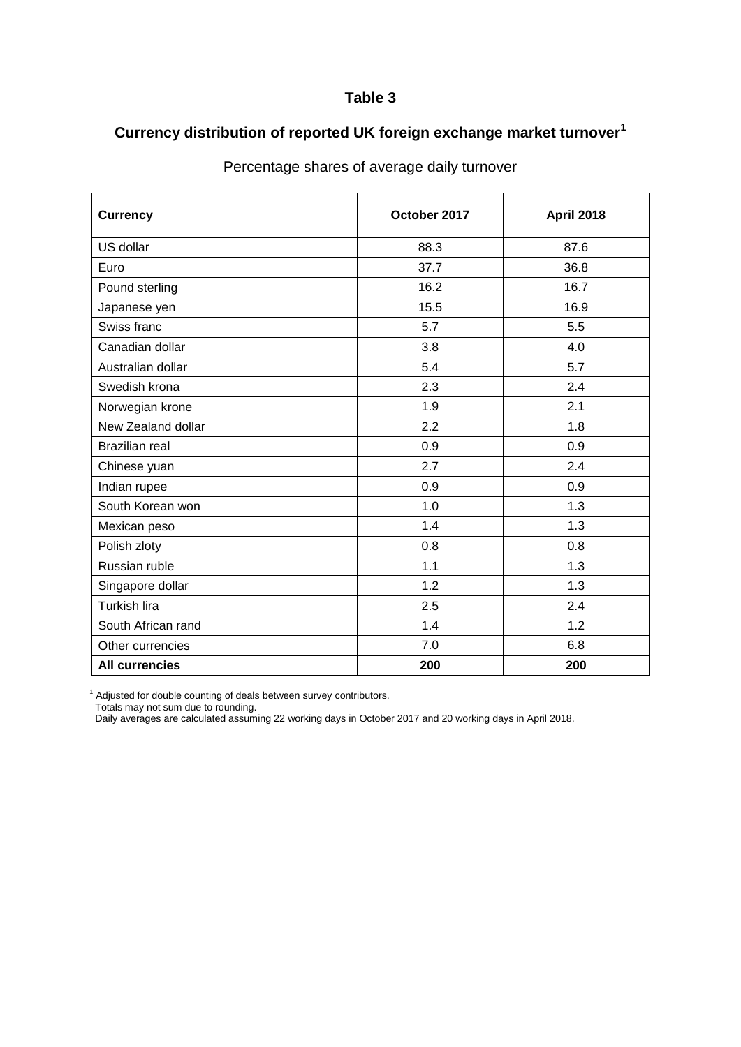# Table 3

## Currency distribution of reported UK foreign exchange market turnover[1]

Percentage shares of average daily turnover

| Currency | October 2017 | April 2018 |
|---|---|---|
| US dollar | 88.3 | 87.6 |
| Euro | 37.7 | 36.8 |
| Pound sterling | 16.2 | 16.7 |
| Japanese yen | 15.5 | 16.9 |
| Swiss franc | 5.7 | 5.5 |
| Canadian dollar | 3.8 | 4.0 |
| Australian dollar | 5.4 | 5.7 |
| Swedish krona | 2.3 | 2.4 |
| Norwegian krone | 1.9 | 2.1 |
| New Zealand dollar | 2.2 | 1.8 |
| Brazilian real | 0.9 | 0.9 |
| Chinese yuan | 2.7 | 2.4 |
| Indian rupee | 0.9 | 0.9 |
| South Korean won | 1.0 | 1.3 |
| Mexican peso | 1.4 | 1.3 |
| Polish zloty | 0.8 | 0.8 |
| Russian ruble | 1.1 | 1.3 |
| Singapore dollar | 1.2 | 1.3 |
| Turkish lira | 2.5 | 2.4 |
| South African rand | 1.4 | 1.2 |
| Other currencies | 7.0 | 6.8 |
| **All currencies** | **200** | **200** |

[1] Adjusted for double counting of deals between survey contributors.
Totals may not sum due to rounding.
Daily averages are calculated assuming 22 working days in October 2017 and 20 working days in April 2018.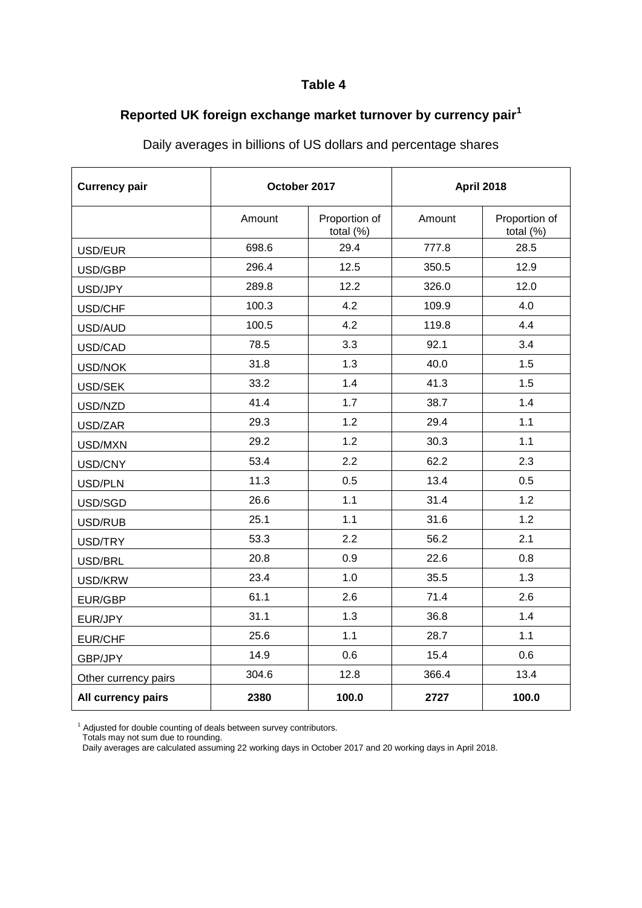## Table 4

### Reported UK foreign exchange market turnover by currency pair[1]

Daily averages in billions of US dollars and percentage shares

| Currency pair | October 2017 | | April 2018 | |
|---|---|---|---|---|
| | Amount | Proportion of total (%) | Amount | Proportion of total (%) |
| USD/EUR | 698.6 | 29.4 | 777.8 | 28.5 |
| USD/GBP | 296.4 | 12.5 | 350.5 | 12.9 |
| USD/JPY | 289.8 | 12.2 | 326.0 | 12.0 |
| USD/CHF | 100.3 | 4.2 | 109.9 | 4.0 |
| USD/AUD | 100.5 | 4.2 | 119.8 | 4.4 |
| USD/CAD | 78.5 | 3.3 | 92.1 | 3.4 |
| USD/NOK | 31.8 | 1.3 | 40.0 | 1.5 |
| USD/SEK | 33.2 | 1.4 | 41.3 | 1.5 |
| USD/NZD | 41.4 | 1.7 | 38.7 | 1.4 |
| USD/ZAR | 29.3 | 1.2 | 29.4 | 1.1 |
| USD/MXN | 29.2 | 1.2 | 30.3 | 1.1 |
| USD/CNY | 53.4 | 2.2 | 62.2 | 2.3 |
| USD/PLN | 11.3 | 0.5 | 13.4 | 0.5 |
| USD/SGD | 26.6 | 1.1 | 31.4 | 1.2 |
| USD/RUB | 25.1 | 1.1 | 31.6 | 1.2 |
| USD/TRY | 53.3 | 2.2 | 56.2 | 2.1 |
| USD/BRL | 20.8 | 0.9 | 22.6 | 0.8 |
| USD/KRW | 23.4 | 1.0 | 35.5 | 1.3 |
| EUR/GBP | 61.1 | 2.6 | 71.4 | 2.6 |
| EUR/JPY | 31.1 | 1.3 | 36.8 | 1.4 |
| EUR/CHF | 25.6 | 1.1 | 28.7 | 1.1 |
| GBP/JPY | 14.9 | 0.6 | 15.4 | 0.6 |
| Other currency pairs | 304.6 | 12.8 | 366.4 | 13.4 |
| **All currency pairs** | **2380** | **100.0** | **2727** | **100.0** |

[1] Adjusted for double counting of deals between survey contributors.
Totals may not sum due to rounding.
Daily averages are calculated assuming 22 working days in October 2017 and 20 working days in April 2018.